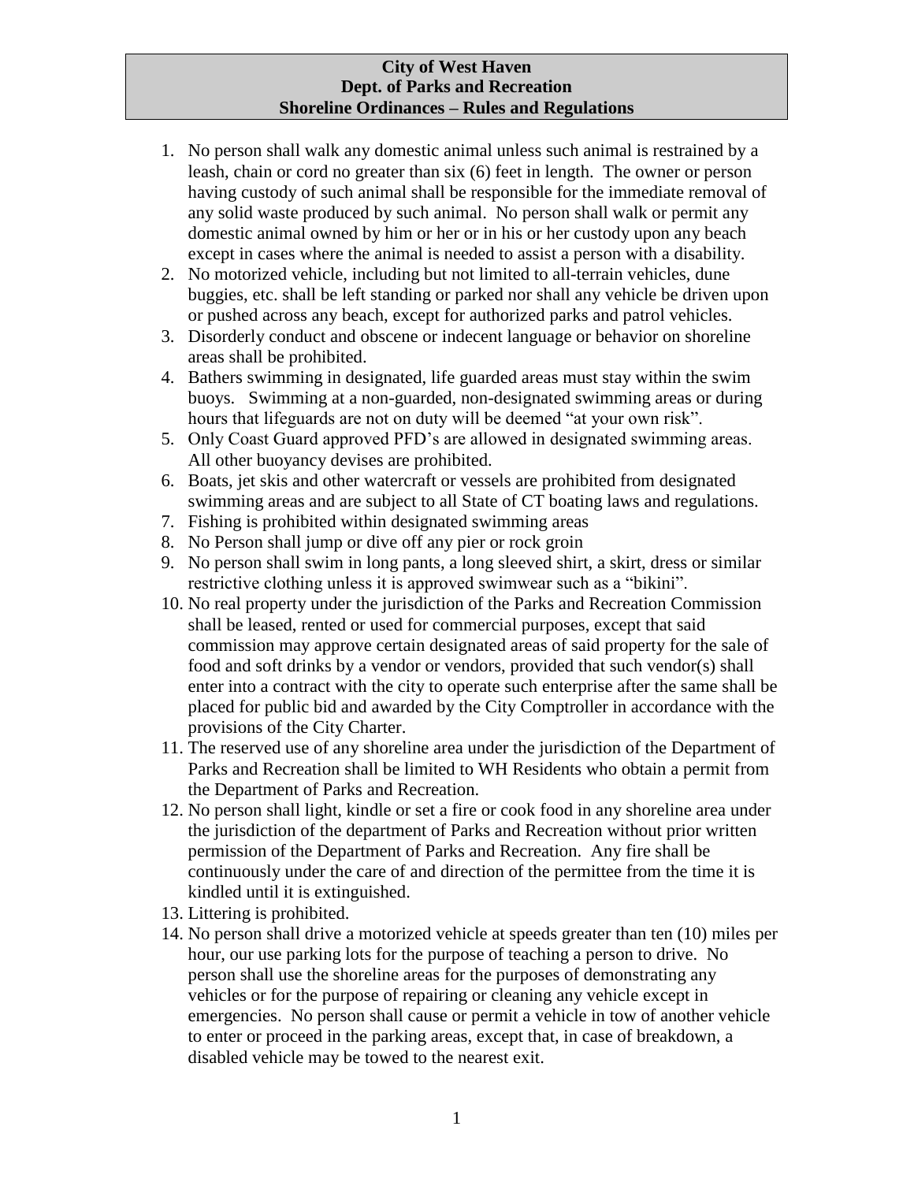**City of West Haven**
**Dept. of Parks and Recreation**
**Shoreline Ordinances – Rules and Regulations**

1. No person shall walk any domestic animal unless such animal is restrained by a leash, chain or cord no greater than six (6) feet in length. The owner or person having custody of such animal shall be responsible for the immediate removal of any solid waste produced by such animal. No person shall walk or permit any domestic animal owned by him or her or in his or her custody upon any beach except in cases where the animal is needed to assist a person with a disability.
2. No motorized vehicle, including but not limited to all-terrain vehicles, dune buggies, etc. shall be left standing or parked nor shall any vehicle be driven upon or pushed across any beach, except for authorized parks and patrol vehicles.
3. Disorderly conduct and obscene or indecent language or behavior on shoreline areas shall be prohibited.
4. Bathers swimming in designated, life guarded areas must stay within the swim buoys. Swimming at a non-guarded, non-designated swimming areas or during hours that lifeguards are not on duty will be deemed "at your own risk".
5. Only Coast Guard approved PFD's are allowed in designated swimming areas. All other buoyancy devises are prohibited.
6. Boats, jet skis and other watercraft or vessels are prohibited from designated swimming areas and are subject to all State of CT boating laws and regulations.
7. Fishing is prohibited within designated swimming areas
8. No Person shall jump or dive off any pier or rock groin
9. No person shall swim in long pants, a long sleeved shirt, a skirt, dress or similar restrictive clothing unless it is approved swimwear such as a "bikini".
10. No real property under the jurisdiction of the Parks and Recreation Commission shall be leased, rented or used for commercial purposes, except that said commission may approve certain designated areas of said property for the sale of food and soft drinks by a vendor or vendors, provided that such vendor(s) shall enter into a contract with the city to operate such enterprise after the same shall be placed for public bid and awarded by the City Comptroller in accordance with the provisions of the City Charter.
11. The reserved use of any shoreline area under the jurisdiction of the Department of Parks and Recreation shall be limited to WH Residents who obtain a permit from the Department of Parks and Recreation.
12. No person shall light, kindle or set a fire or cook food in any shoreline area under the jurisdiction of the department of Parks and Recreation without prior written permission of the Department of Parks and Recreation. Any fire shall be continuously under the care of and direction of the permittee from the time it is kindled until it is extinguished.
13. Littering is prohibited.
14. No person shall drive a motorized vehicle at speeds greater than ten (10) miles per hour, our use parking lots for the purpose of teaching a person to drive. No person shall use the shoreline areas for the purposes of demonstrating any vehicles or for the purpose of repairing or cleaning any vehicle except in emergencies. No person shall cause or permit a vehicle in tow of another vehicle to enter or proceed in the parking areas, except that, in case of breakdown, a disabled vehicle may be towed to the nearest exit.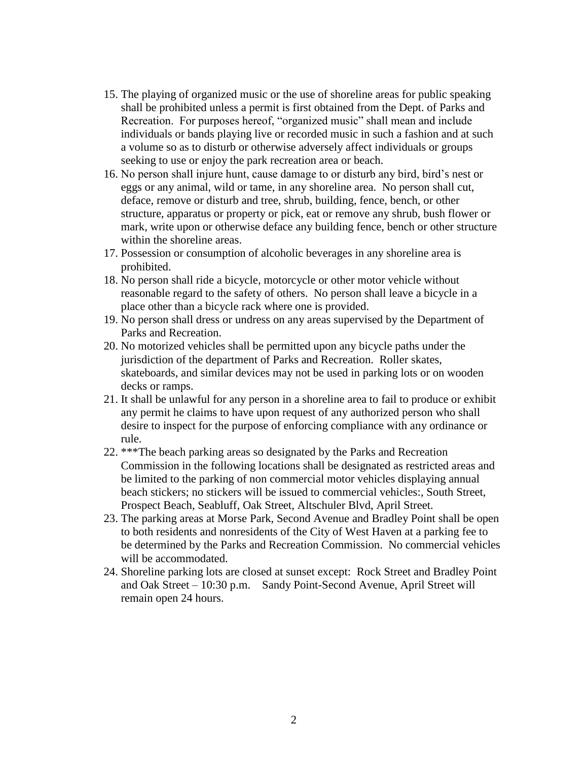15. The playing of organized music or the use of shoreline areas for public speaking shall be prohibited unless a permit is first obtained from the Dept. of Parks and Recreation. For purposes hereof, "organized music" shall mean and include individuals or bands playing live or recorded music in such a fashion and at such a volume so as to disturb or otherwise adversely affect individuals or groups seeking to use or enjoy the park recreation area or beach.
16. No person shall injure hunt, cause damage to or disturb any bird, bird's nest or eggs or any animal, wild or tame, in any shoreline area. No person shall cut, deface, remove or disturb and tree, shrub, building, fence, bench, or other structure, apparatus or property or pick, eat or remove any shrub, bush flower or mark, write upon or otherwise deface any building fence, bench or other structure within the shoreline areas.
17. Possession or consumption of alcoholic beverages in any shoreline area is prohibited.
18. No person shall ride a bicycle, motorcycle or other motor vehicle without reasonable regard to the safety of others. No person shall leave a bicycle in a place other than a bicycle rack where one is provided.
19. No person shall dress or undress on any areas supervised by the Department of Parks and Recreation.
20. No motorized vehicles shall be permitted upon any bicycle paths under the jurisdiction of the department of Parks and Recreation. Roller skates, skateboards, and similar devices may not be used in parking lots or on wooden decks or ramps.
21. It shall be unlawful for any person in a shoreline area to fail to produce or exhibit any permit he claims to have upon request of any authorized person who shall desire to inspect for the purpose of enforcing compliance with any ordinance or rule.
22. ***The beach parking areas so designated by the Parks and Recreation Commission in the following locations shall be designated as restricted areas and be limited to the parking of non commercial motor vehicles displaying annual beach stickers; no stickers will be issued to commercial vehicles:, South Street, Prospect Beach, Seabluff, Oak Street, Altschuler Blvd, April Street.
23. The parking areas at Morse Park, Second Avenue and Bradley Point shall be open to both residents and nonresidents of the City of West Haven at a parking fee to be determined by the Parks and Recreation Commission. No commercial vehicles will be accommodated.
24. Shoreline parking lots are closed at sunset except: Rock Street and Bradley Point and Oak Street – 10:30 p.m. Sandy Point-Second Avenue, April Street will remain open 24 hours.